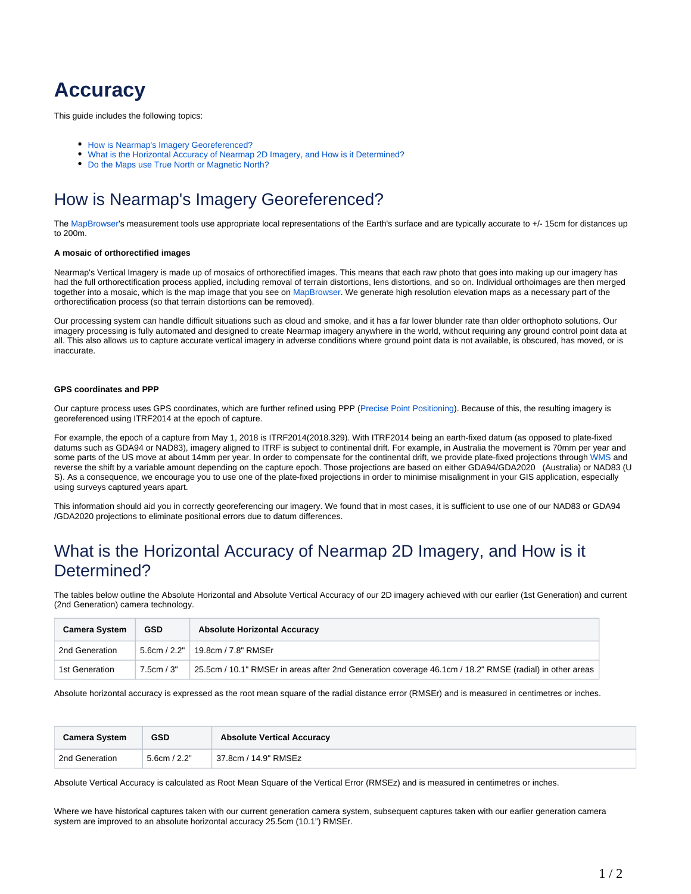# Accuracy

This guide includes the following topics:

- How is Nearmap's Imagery Georeferenced?
- What is the Horizontal Accuracy of Nearmap 2D Imagery, and How is it Determined?
- Do the Maps use True North or Magnetic North?

## How is Nearmap's Imagery Georeferenced?

The MapBrowser's measurement tools use appropriate local representations of the Earth's surface and are typically accurate to +/- 15cm for distances up to 200m.

**A mosaic of orthorectified images**

Nearmap's Vertical Imagery is made up of mosaics of orthorectified images. This means that each raw photo that goes into making up our imagery has had the full orthorectification process applied, including removal of terrain distortions, lens distortions, and so on. Individual orthoimages are then merged together into a mosaic, which is the map image that you see on MapBrowser. We generate high resolution elevation maps as a necessary part of the orthorectification process (so that terrain distortions can be removed).

Our processing system can handle difficult situations such as cloud and smoke, and it has a far lower blunder rate than older orthophoto solutions. Our imagery processing is fully automated and designed to create Nearmap imagery anywhere in the world, without requiring any ground control point data at all. This also allows us to capture accurate vertical imagery in adverse conditions where ground point data is not available, is obscured, has moved, or is inaccurate.

**GPS coordinates and PPP**

Our capture process uses GPS coordinates, which are further refined using PPP (Precise Point Positioning). Because of this, the resulting imagery is georeferenced using ITRF2014 at the epoch of capture.

For example, the epoch of a capture from May 1, 2018 is ITRF2014(2018.329). With ITRF2014 being an earth-fixed datum (as opposed to plate-fixed datums such as GDA94 or NAD83), imagery aligned to ITRF is subject to continental drift. For example, in Australia the movement is 70mm per year and some parts of the US move at about 14mm per year. In order to compensate for the continental drift, we provide plate-fixed projections through WMS and reverse the shift by a variable amount depending on the capture epoch. Those projections are based on either GDA94/GDA2020 (Australia) or NAD83 (US). As a consequence, we encourage you to use one of the plate-fixed projections in order to minimise misalignment in your GIS application, especially using surveys captured years apart.

This information should aid you in correctly georeferencing our imagery. We found that in most cases, it is sufficient to use one of our NAD83 or GDA94/GDA2020 projections to eliminate positional errors due to datum differences.

## What is the Horizontal Accuracy of Nearmap 2D Imagery, and How is it Determined?

The tables below outline the Absolute Horizontal and Absolute Vertical Accuracy of our 2D imagery achieved with our earlier (1st Generation) and current (2nd Generation) camera technology.

| Camera System | GSD | Absolute Horizontal Accuracy |
|---|---|---|
| 2nd Generation | 5.6cm / 2.2" | 19.8cm / 7.8" RMSEr |
| 1st Generation | 7.5cm / 3" | 25.5cm / 10.1" RMSEr in areas after 2nd Generation coverage 46.1cm / 18.2" RMSE (radial) in other areas |

Absolute horizontal accuracy is expressed as the root mean square of the radial distance error (RMSEr) and is measured in centimetres or inches.

| Camera System | GSD | Absolute Vertical Accuracy |
|---|---|---|
| 2nd Generation | 5.6cm / 2.2" | 37.8cm / 14.9" RMSEz |

Absolute Vertical Accuracy is calculated as Root Mean Square of the Vertical Error (RMSEz) and is measured in centimetres or inches.

Where we have historical captures taken with our current generation camera system, subsequent captures taken with our earlier generation camera system are improved to an absolute horizontal accuracy 25.5cm (10.1") RMSEr.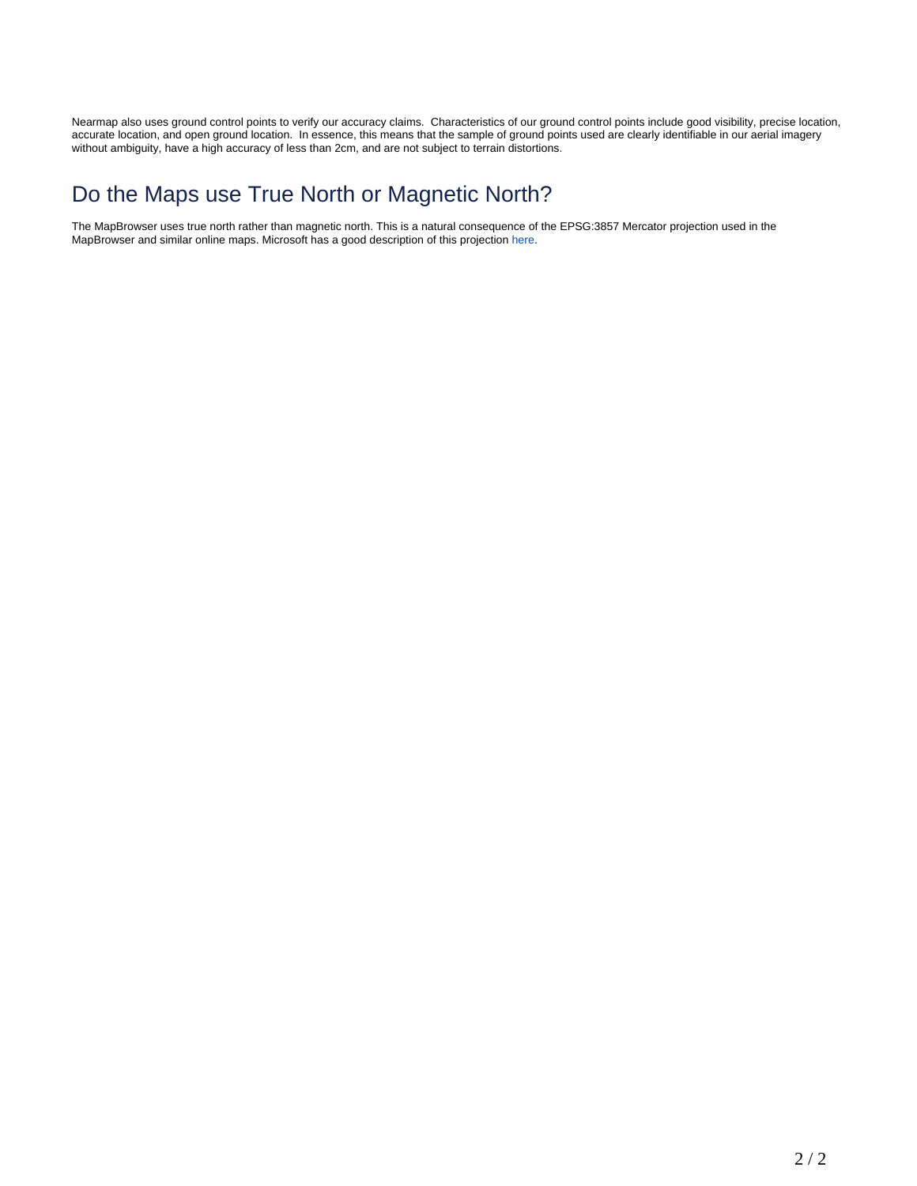Nearmap also uses ground control points to verify our accuracy claims. Characteristics of our ground control points include good visibility, precise location, accurate location, and open ground location. In essence, this means that the sample of ground points used are clearly identifiable in our aerial imagery without ambiguity, have a high accuracy of less than 2cm, and are not subject to terrain distortions.

## Do the Maps use True North or Magnetic North?

The MapBrowser uses true north rather than magnetic north. This is a natural consequence of the EPSG:3857 Mercator projection used in the MapBrowser and similar online maps. Microsoft has a good description of this projection here.